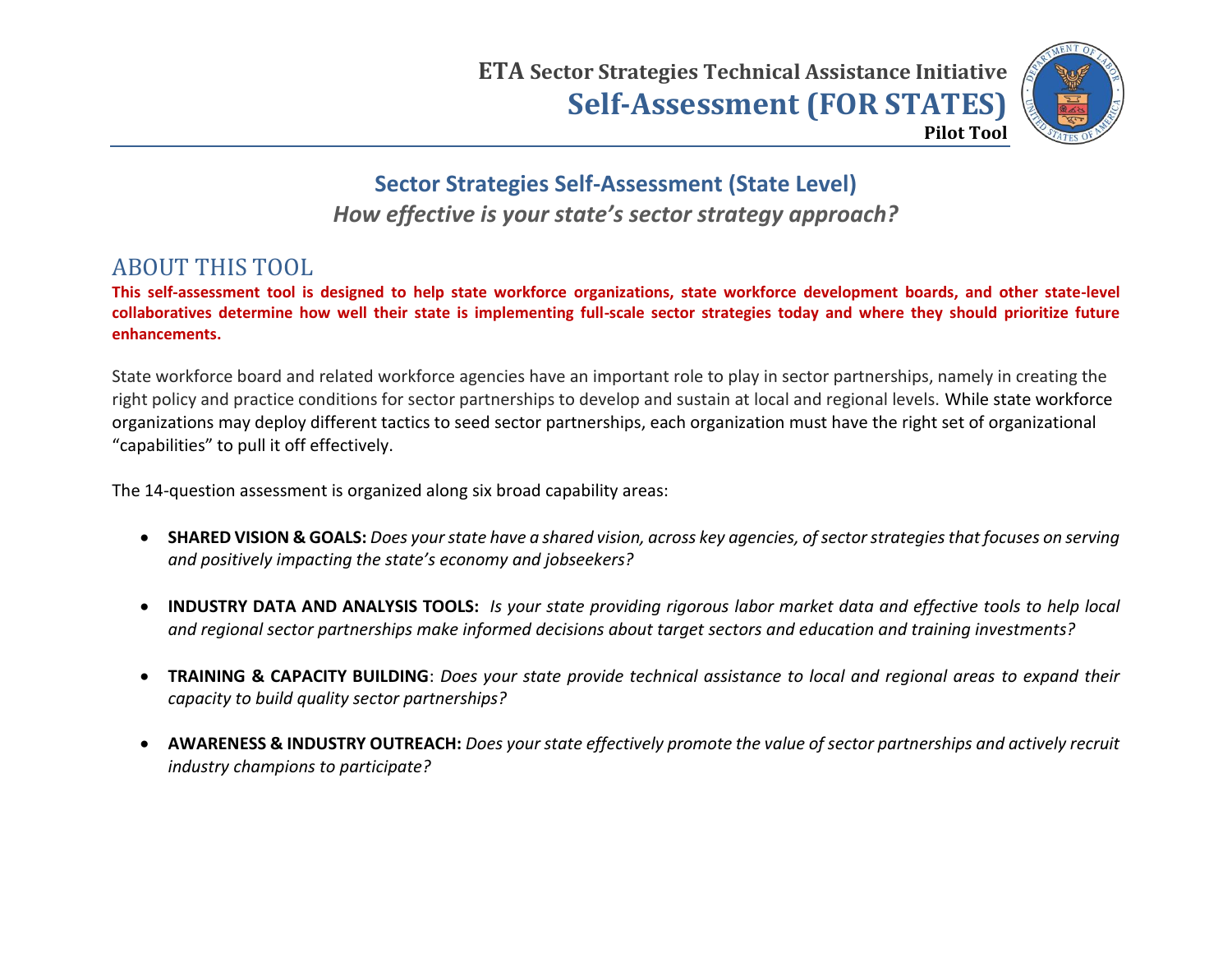**ETA Sector Strategies Technical Assistance Initiative**

# Self-Assessment (FOR STATES)

**Pilot Tool**

## Sector Strategies Self-Assessment (State Level)

***How effective is your state's sector strategy approach?***

## ABOUT THIS TOOL

**This self-assessment tool is designed to help state workforce organizations, state workforce development boards, and other state-level collaboratives determine how well their state is implementing full-scale sector strategies today and where they should prioritize future enhancements.**

State workforce board and related workforce agencies have an important role to play in sector partnerships, namely in creating the right policy and practice conditions for sector partnerships to develop and sustain at local and regional levels. While state workforce organizations may deploy different tactics to seed sector partnerships, each organization must have the right set of organizational "capabilities" to pull it off effectively.

The 14-question assessment is organized along six broad capability areas:

- **SHARED VISION & GOALS:** *Does your state have a shared vision, across key agencies, of sector strategies that focuses on serving and positively impacting the state's economy and jobseekers?*

- **INDUSTRY DATA AND ANALYSIS TOOLS:** *Is your state providing rigorous labor market data and effective tools to help local and regional sector partnerships make informed decisions about target sectors and education and training investments?*

- **TRAINING & CAPACITY BUILDING**: *Does your state provide technical assistance to local and regional areas to expand their capacity to build quality sector partnerships?*

- **AWARENESS & INDUSTRY OUTREACH:** *Does your state effectively promote the value of sector partnerships and actively recruit industry champions to participate?*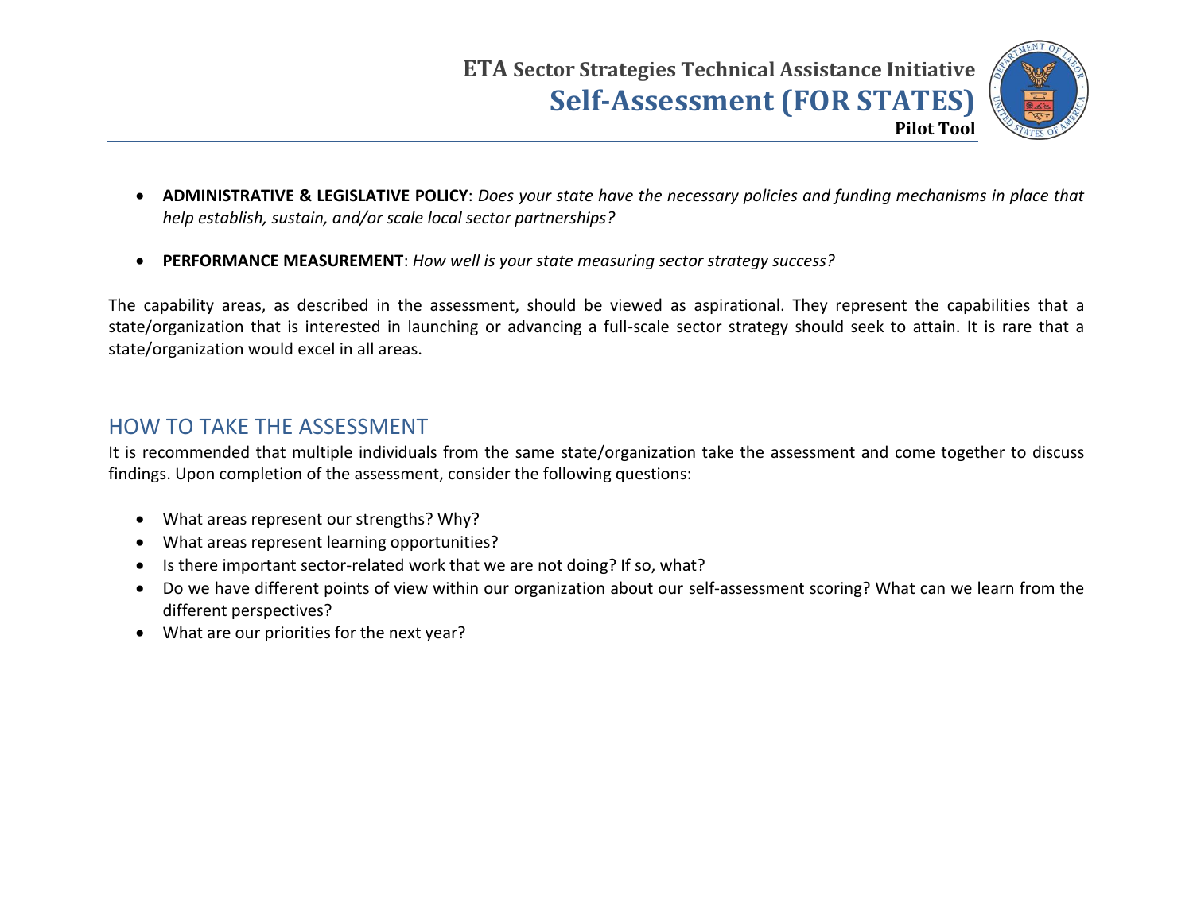- **ADMINISTRATIVE & LEGISLATIVE POLICY**: *Does your state have the necessary policies and funding mechanisms in place that help establish, sustain, and/or scale local sector partnerships?*

- **PERFORMANCE MEASUREMENT**: *How well is your state measuring sector strategy success?*

The capability areas, as described in the assessment, should be viewed as aspirational. They represent the capabilities that a state/organization that is interested in launching or advancing a full-scale sector strategy should seek to attain. It is rare that a state/organization would excel in all areas.

## HOW TO TAKE THE ASSESSMENT

It is recommended that multiple individuals from the same state/organization take the assessment and come together to discuss findings. Upon completion of the assessment, consider the following questions:

- What areas represent our strengths? Why?
- What areas represent learning opportunities?
- Is there important sector-related work that we are not doing? If so, what?
- Do we have different points of view within our organization about our self-assessment scoring? What can we learn from the different perspectives?
- What are our priorities for the next year?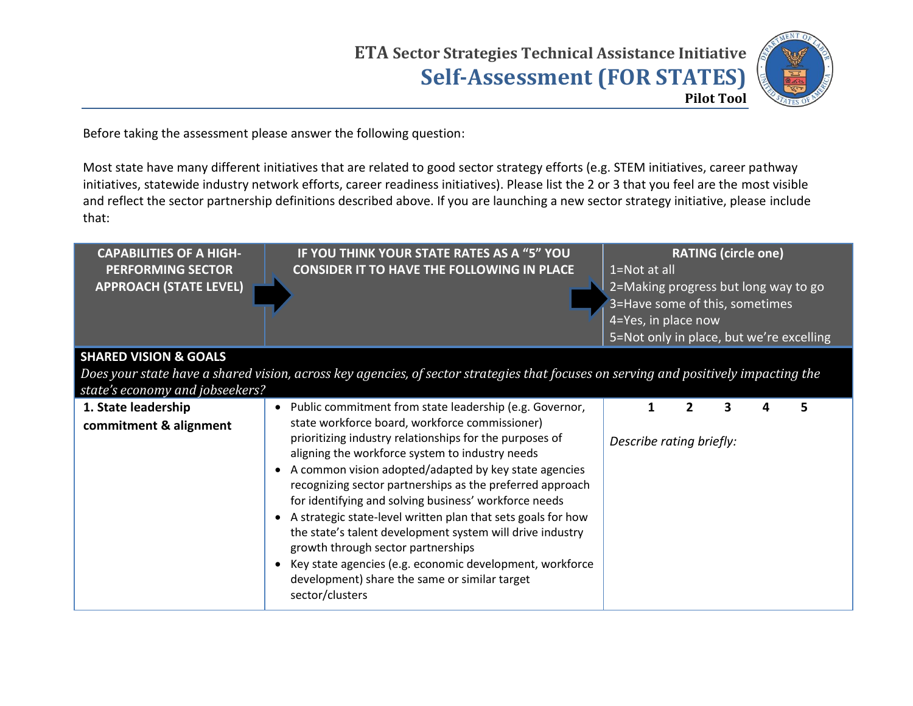# ETA Sector Strategies Technical Assistance Initiative
## Self-Assessment (FOR STATES)
**Pilot Tool**

Before taking the assessment please answer the following question:

Most state have many different initiatives that are related to good sector strategy efforts (e.g. STEM initiatives, career pathway initiatives, statewide industry network efforts, career readiness initiatives). Please list the 2 or 3 that you feel are the most visible and reflect the sector partnership definitions described above. If you are launching a new sector strategy initiative, please include that:

| CAPABILITIES OF A HIGH-PERFORMING SECTOR APPROACH (STATE LEVEL) | IF YOU THINK YOUR STATE RATES AS A "5" YOU CONSIDER IT TO HAVE THE FOLLOWING IN PLACE | RATING (circle one) 1=Not at all 2=Making progress but long way to go 3=Have some of this, sometimes 4=Yes, in place now 5=Not only in place, but we're excelling |
|---|---|---|
| **SHARED VISION & GOALS** *Does your state have a shared vision, across key agencies, of sector strategies that focuses on serving and positively impacting the state's economy and jobseekers?* | | |
| **1. State leadership commitment & alignment** | • Public commitment from state leadership (e.g. Governor, state workforce board, workforce commissioner) prioritizing industry relationships for the purposes of aligning the workforce system to industry needs<br>• A common vision adopted/adapted by key state agencies recognizing sector partnerships as the preferred approach for identifying and solving business' workforce needs<br>• A strategic state-level written plan that sets goals for how the state's talent development system will drive industry growth through sector partnerships<br>• Key state agencies (e.g. economic development, workforce development) share the same or similar target sector/clusters | **1 2 3 4 5**<br><br>*Describe rating briefly:* |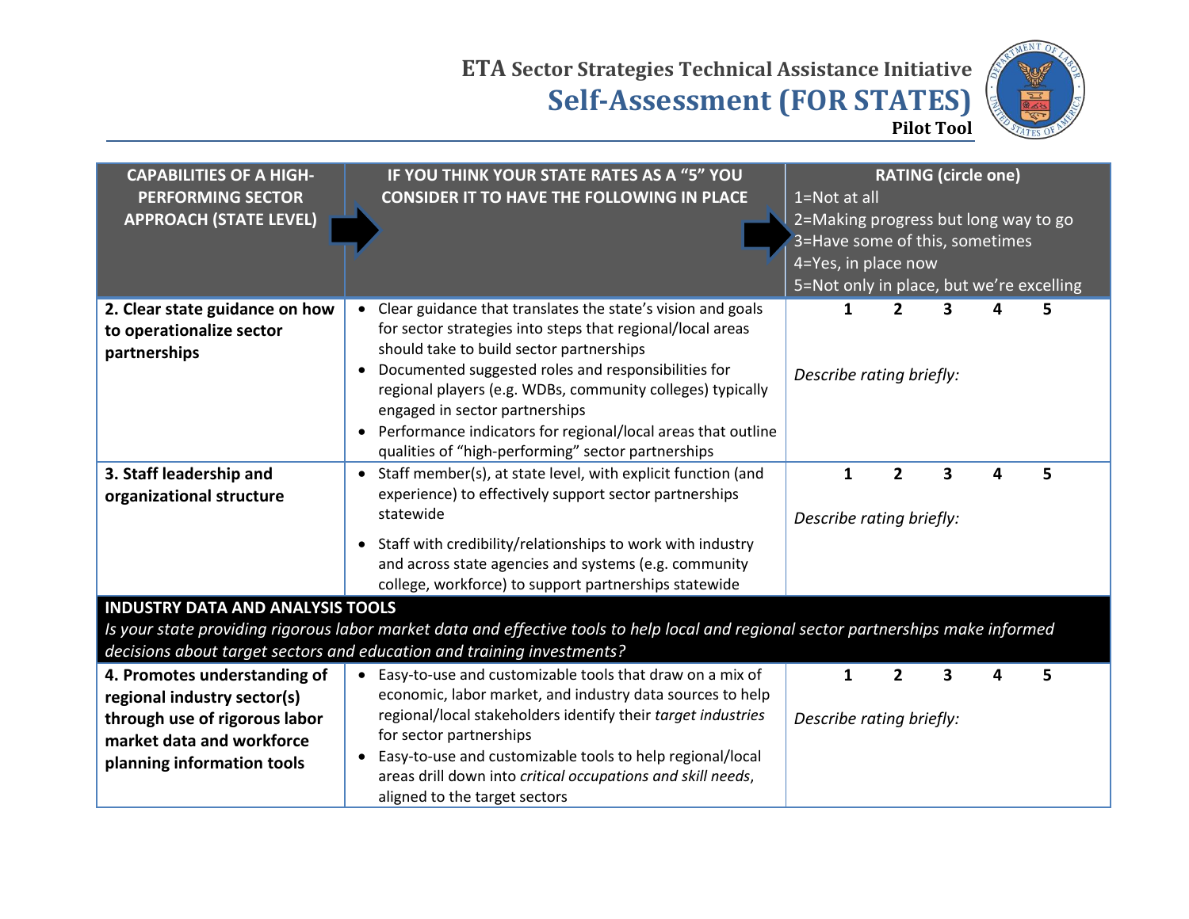ETA Sector Strategies Technical Assistance Initiative

# Self-Assessment (FOR STATES)

**Pilot Tool**

| CAPABILITIES OF A HIGH-PERFORMING SECTOR APPROACH (STATE LEVEL) | IF YOU THINK YOUR STATE RATES AS A "5" YOU CONSIDER IT TO HAVE THE FOLLOWING IN PLACE | RATING (circle one) 1=Not at all 2=Making progress but long way to go 3=Have some of this, sometimes 4=Yes, in place now 5=Not only in place, but we're excelling |
|---|---|---|
| **2. Clear state guidance on how to operationalize sector partnerships** | • Clear guidance that translates the state's vision and goals for sector strategies into steps that regional/local areas should take to build sector partnerships<br>• Documented suggested roles and responsibilities for regional players (e.g. WDBs, community colleges) typically engaged in sector partnerships<br>• Performance indicators for regional/local areas that outline qualities of "high-performing" sector partnerships | **1 2 3 4 5**<br>*Describe rating briefly:* |
| **3. Staff leadership and organizational structure** | • Staff member(s), at state level, with explicit function (and experience) to effectively support sector partnerships statewide<br>• Staff with credibility/relationships to work with industry and across state agencies and systems (e.g. community college, workforce) to support partnerships statewide | **1 2 3 4 5**<br>*Describe rating briefly:* |
| **INDUSTRY DATA AND ANALYSIS TOOLS** *Is your state providing rigorous labor market data and effective tools to help local and regional sector partnerships make informed decisions about target sectors and education and training investments?* | | |
| **4. Promotes understanding of regional industry sector(s) through use of rigorous labor market data and workforce planning information tools** | • Easy-to-use and customizable tools that draw on a mix of economic, labor market, and industry data sources to help regional/local stakeholders identify their *target industries* for sector partnerships<br>• Easy-to-use and customizable tools to help regional/local areas drill down into *critical occupations and skill needs*, aligned to the target sectors | **1 2 3 4 5**<br>*Describe rating briefly:* |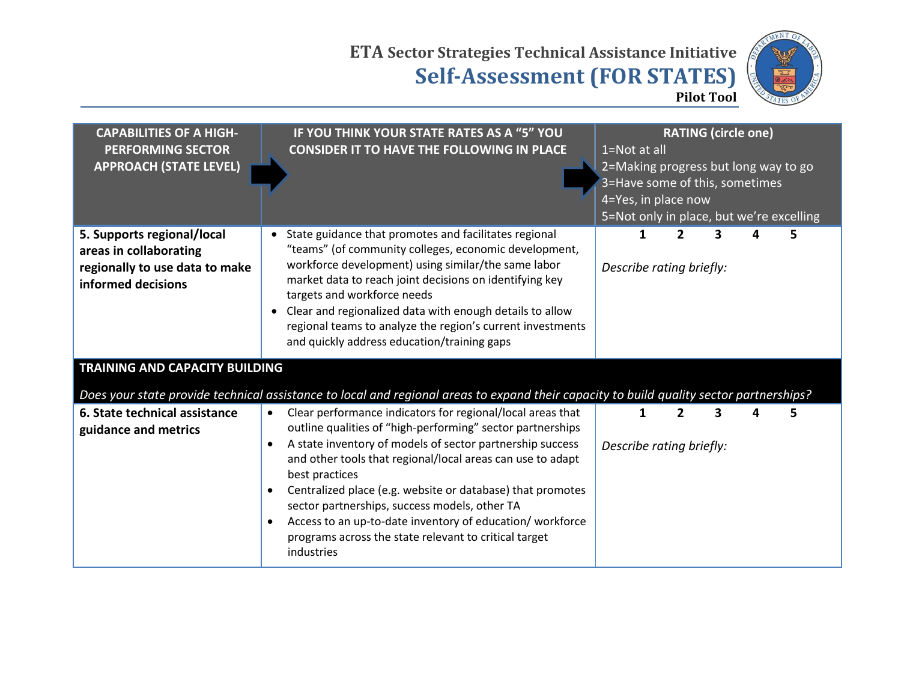**ETA Sector Strategies Technical Assistance Initiative**

# Self-Assessment (FOR STATES)

**Pilot Tool**

| CAPABILITIES OF A HIGH-PERFORMING SECTOR APPROACH (STATE LEVEL) | IF YOU THINK YOUR STATE RATES AS A "5" YOU CONSIDER IT TO HAVE THE FOLLOWING IN PLACE | RATING (circle one)<br>1=Not at all<br>2=Making progress but long way to go<br>3=Have some of this, sometimes<br>4=Yes, in place now<br>5=Not only in place, but we're excelling |
|---|---|---|
| **5. Supports regional/local areas in collaborating regionally to use data to make informed decisions** | • State guidance that promotes and facilitates regional "teams" (of community colleges, economic development, workforce development) using similar/the same labor market data to reach joint decisions on identifying key targets and workforce needs<br>• Clear and regionalized data with enough details to allow regional teams to analyze the region's current investments and quickly address education/training gaps | **1 2 3 4 5**<br><br>*Describe rating briefly:* |
| **TRAINING AND CAPACITY BUILDING**<br><br>*Does your state provide technical assistance to local and regional areas to expand their capacity to build quality sector partnerships?* | | |
| **6. State technical assistance guidance and metrics** | • Clear performance indicators for regional/local areas that outline qualities of "high-performing" sector partnerships<br>• A state inventory of models of sector partnership success and other tools that regional/local areas can use to adapt best practices<br>• Centralized place (e.g. website or database) that promotes sector partnerships, success models, other TA<br>• Access to an up-to-date inventory of education/ workforce programs across the state relevant to critical target industries | **1 2 3 4 5**<br><br>*Describe rating briefly:* |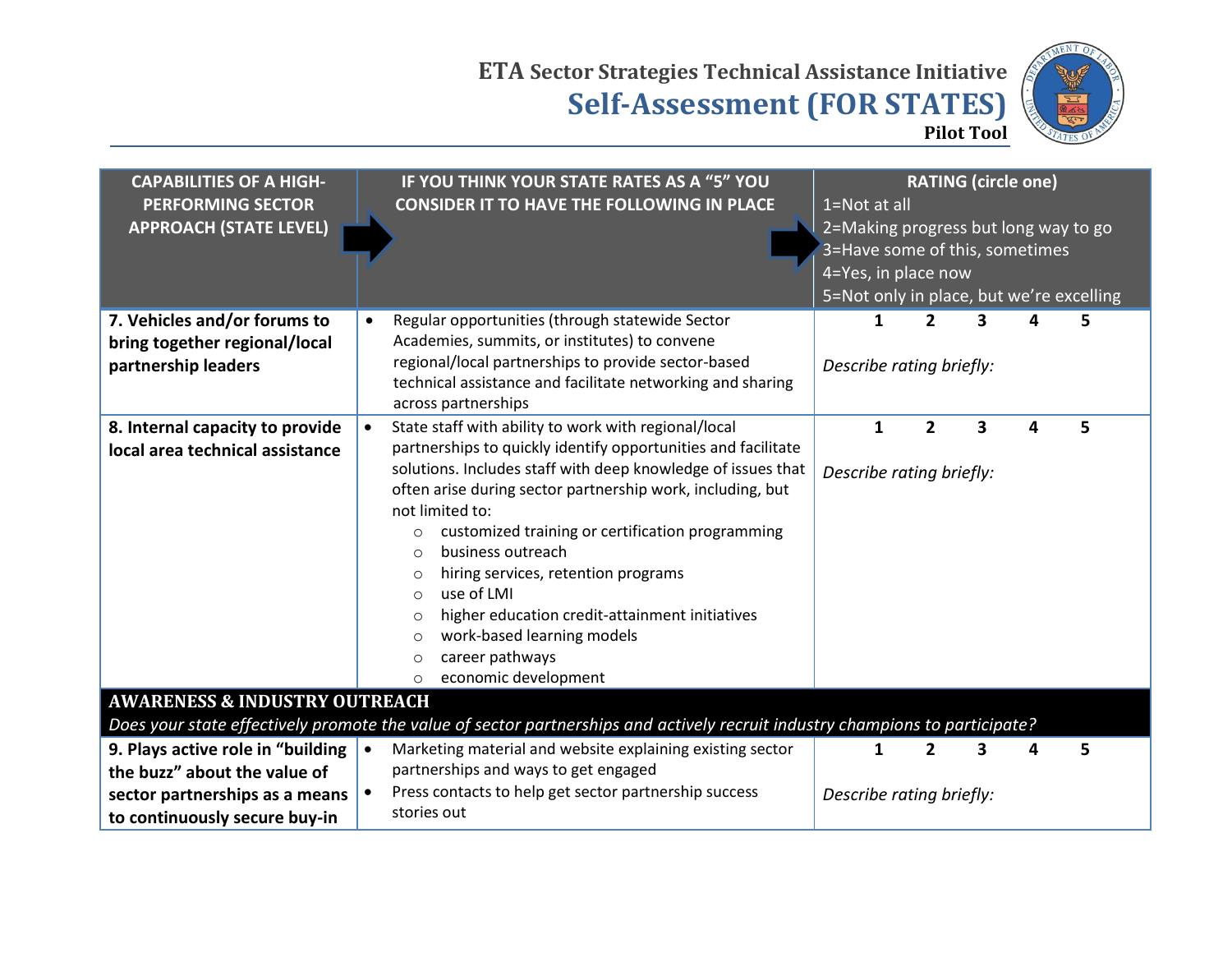ETA Sector Strategies Technical Assistance Initiative

# Self-Assessment (FOR STATES)

**Pilot Tool**

| CAPABILITIES OF A HIGH-PERFORMING SECTOR APPROACH (STATE LEVEL) | IF YOU THINK YOUR STATE RATES AS A "5" YOU CONSIDER IT TO HAVE THE FOLLOWING IN PLACE | RATING (circle one) 1=Not at all 2=Making progress but long way to go 3=Have some of this, sometimes 4=Yes, in place now 5=Not only in place, but we're excelling |
|---|---|---|
| **7. Vehicles and/or forums to bring together regional/local partnership leaders** | • Regular opportunities (through statewide Sector Academies, summits, or institutes) to convene regional/local partnerships to provide sector-based technical assistance and facilitate networking and sharing across partnerships | **1 2 3 4 5** *Describe rating briefly:* |
| **8. Internal capacity to provide local area technical assistance** | • State staff with ability to work with regional/local partnerships to quickly identify opportunities and facilitate solutions. Includes staff with deep knowledge of issues that often arise during sector partnership work, including, but not limited to: ○ customized training or certification programming ○ business outreach ○ hiring services, retention programs ○ use of LMI ○ higher education credit-attainment initiatives ○ work-based learning models ○ career pathways ○ economic development | **1 2 3 4 5** *Describe rating briefly:* |
| **AWARENESS & INDUSTRY OUTREACH** *Does your state effectively promote the value of sector partnerships and actively recruit industry champions to participate?* | | |
| **9. Plays active role in "building the buzz" about the value of sector partnerships as a means to continuously secure buy-in** | • Marketing material and website explaining existing sector partnerships and ways to get engaged • Press contacts to help get sector partnership success stories out | **1 2 3 4 5** *Describe rating briefly:* |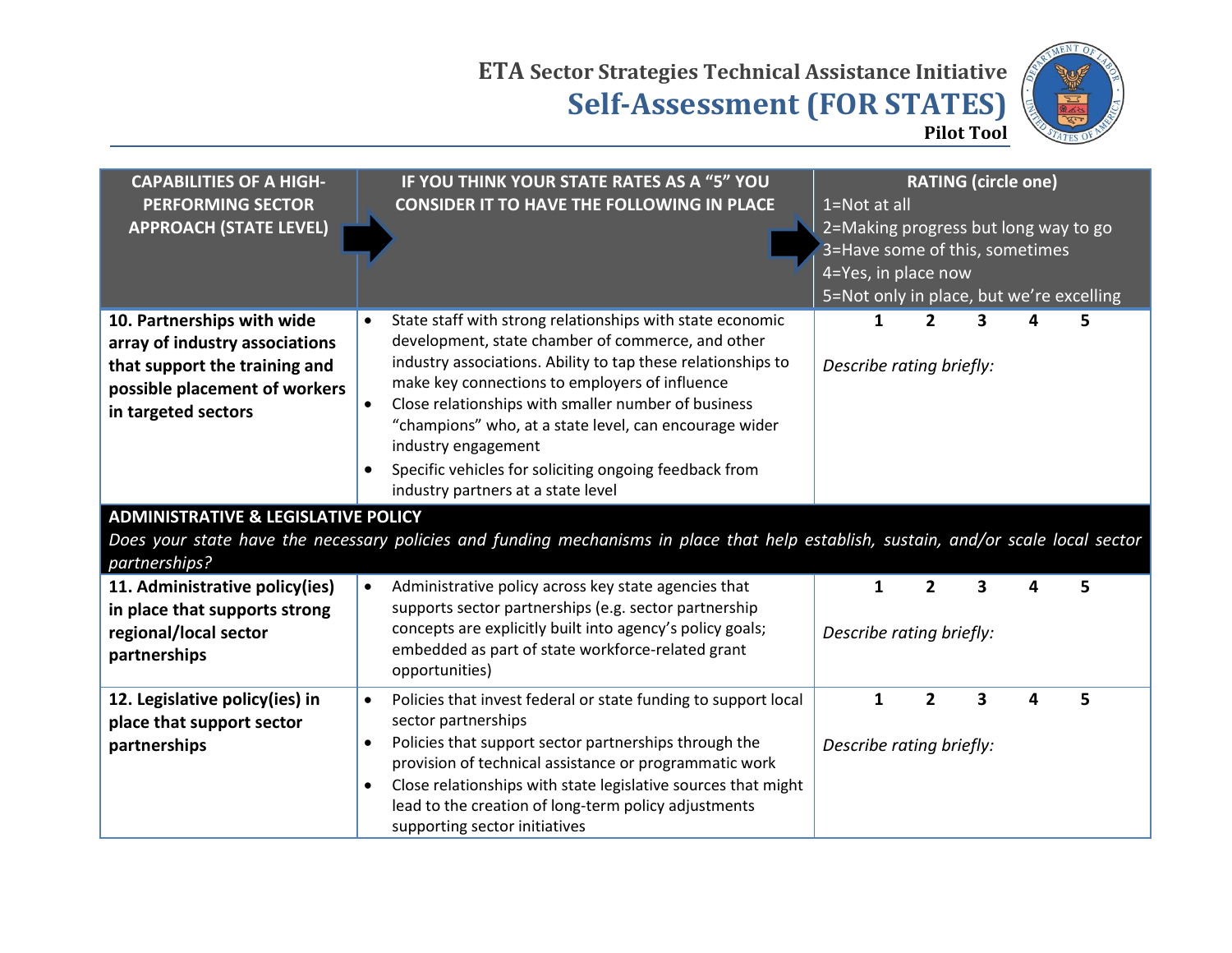# ETA Sector Strategies Technical Assistance Initiative
## Self-Assessment (FOR STATES)
**Pilot Tool**

| CAPABILITIES OF A HIGH-PERFORMING SECTOR APPROACH (STATE LEVEL) | IF YOU THINK YOUR STATE RATES AS A "5" YOU CONSIDER IT TO HAVE THE FOLLOWING IN PLACE | RATING (circle one) 1=Not at all 2=Making progress but long way to go 3=Have some of this, sometimes 4=Yes, in place now 5=Not only in place, but we're excelling |
|---|---|---|
| **10. Partnerships with wide array of industry associations that support the training and possible placement of workers in targeted sectors** | • State staff with strong relationships with state economic development, state chamber of commerce, and other industry associations. Ability to tap these relationships to make key connections to employers of influence<br>• Close relationships with smaller number of business "champions" who, at a state level, can encourage wider industry engagement<br>• Specific vehicles for soliciting ongoing feedback from industry partners at a state level | **1 2 3 4 5**<br>*Describe rating briefly:* |
| **ADMINISTRATIVE & LEGISLATIVE POLICY** *Does your state have the necessary policies and funding mechanisms in place that help establish, sustain, and/or scale local sector partnerships?* | | |
| **11. Administrative policy(ies) in place that supports strong regional/local sector partnerships** | • Administrative policy across key state agencies that supports sector partnerships (e.g. sector partnership concepts are explicitly built into agency's policy goals; embedded as part of state workforce-related grant opportunities) | **1 2 3 4 5**<br>*Describe rating briefly:* |
| **12. Legislative policy(ies) in place that support sector partnerships** | • Policies that invest federal or state funding to support local sector partnerships<br>• Policies that support sector partnerships through the provision of technical assistance or programmatic work<br>• Close relationships with state legislative sources that might lead to the creation of long-term policy adjustments supporting sector initiatives | **1 2 3 4 5**<br>*Describe rating briefly:* |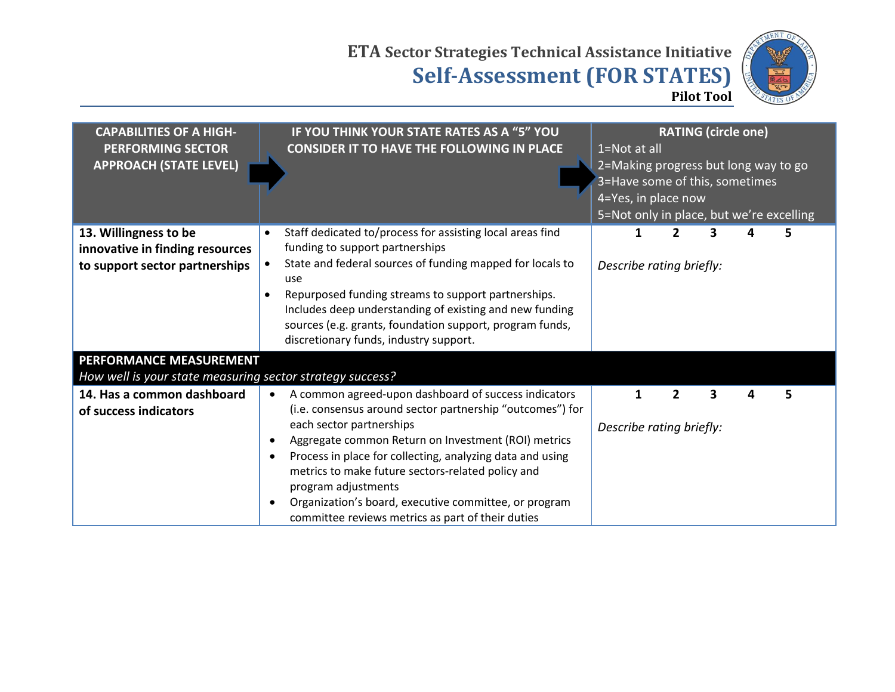| CAPABILITIES OF A HIGH-PERFORMING SECTOR APPROACH (STATE LEVEL) | IF YOU THINK YOUR STATE RATES AS A "5" YOU CONSIDER IT TO HAVE THE FOLLOWING IN PLACE | RATING (circle one)<br>1=Not at all<br>2=Making progress but long way to go<br>3=Have some of this, sometimes<br>4=Yes, in place now<br>5=Not only in place, but we're excelling |
|---|---|---|
| **13. Willingness to be innovative in finding resources to support sector partnerships** | • Staff dedicated to/process for assisting local areas find funding to support partnerships<br>• State and federal sources of funding mapped for locals to use<br>• Repurposed funding streams to support partnerships. Includes deep understanding of existing and new funding sources (e.g. grants, foundation support, program funds, discretionary funds, industry support. | **1 2 3 4 5**<br><br>*Describe rating briefly:* |
| **PERFORMANCE MEASUREMENT**<br>*How well is your state measuring sector strategy success?* | | |
| **14. Has a common dashboard of success indicators** | • A common agreed-upon dashboard of success indicators (i.e. consensus around sector partnership "outcomes") for each sector partnerships<br>• Aggregate common Return on Investment (ROI) metrics<br>• Process in place for collecting, analyzing data and using metrics to make future sectors-related policy and program adjustments<br>• Organization's board, executive committee, or program committee reviews metrics as part of their duties | **1 2 3 4 5**<br><br>*Describe rating briefly:* |